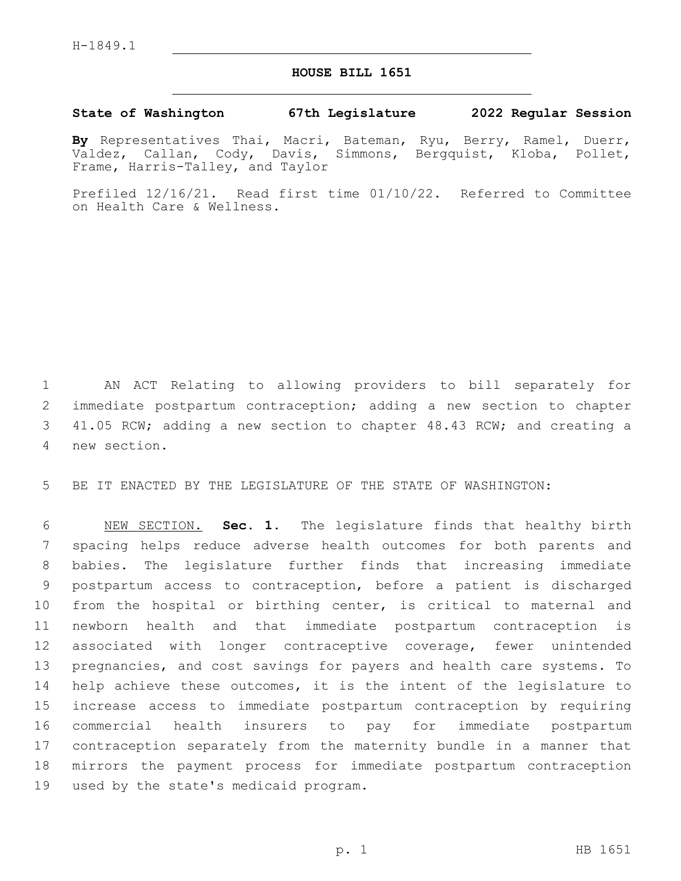H-1849.1

# HOUSE BILL 1651

**State of Washington 67th Legislature 2022 Regular Session**

**By** Representatives Thai, Macri, Bateman, Ryu, Berry, Ramel, Duerr, Valdez, Callan, Cody, Davis, Simmons, Bergquist, Kloba, Pollet, Frame, Harris-Talley, and Taylor

Prefiled 12/16/21. Read first time 01/10/22. Referred to Committee on Health Care & Wellness.

AN ACT Relating to allowing providers to bill separately for immediate postpartum contraception; adding a new section to chapter 41.05 RCW; adding a new section to chapter 48.43 RCW; and creating a new section.

BE IT ENACTED BY THE LEGISLATURE OF THE STATE OF WASHINGTON:

NEW SECTION. **Sec. 1.** The legislature finds that healthy birth spacing helps reduce adverse health outcomes for both parents and babies. The legislature further finds that increasing immediate postpartum access to contraception, before a patient is discharged from the hospital or birthing center, is critical to maternal and newborn health and that immediate postpartum contraception is associated with longer contraceptive coverage, fewer unintended pregnancies, and cost savings for payers and health care systems. To help achieve these outcomes, it is the intent of the legislature to increase access to immediate postpartum contraception by requiring commercial health insurers to pay for immediate postpartum contraception separately from the maternity bundle in a manner that mirrors the payment process for immediate postpartum contraception used by the state's medicaid program.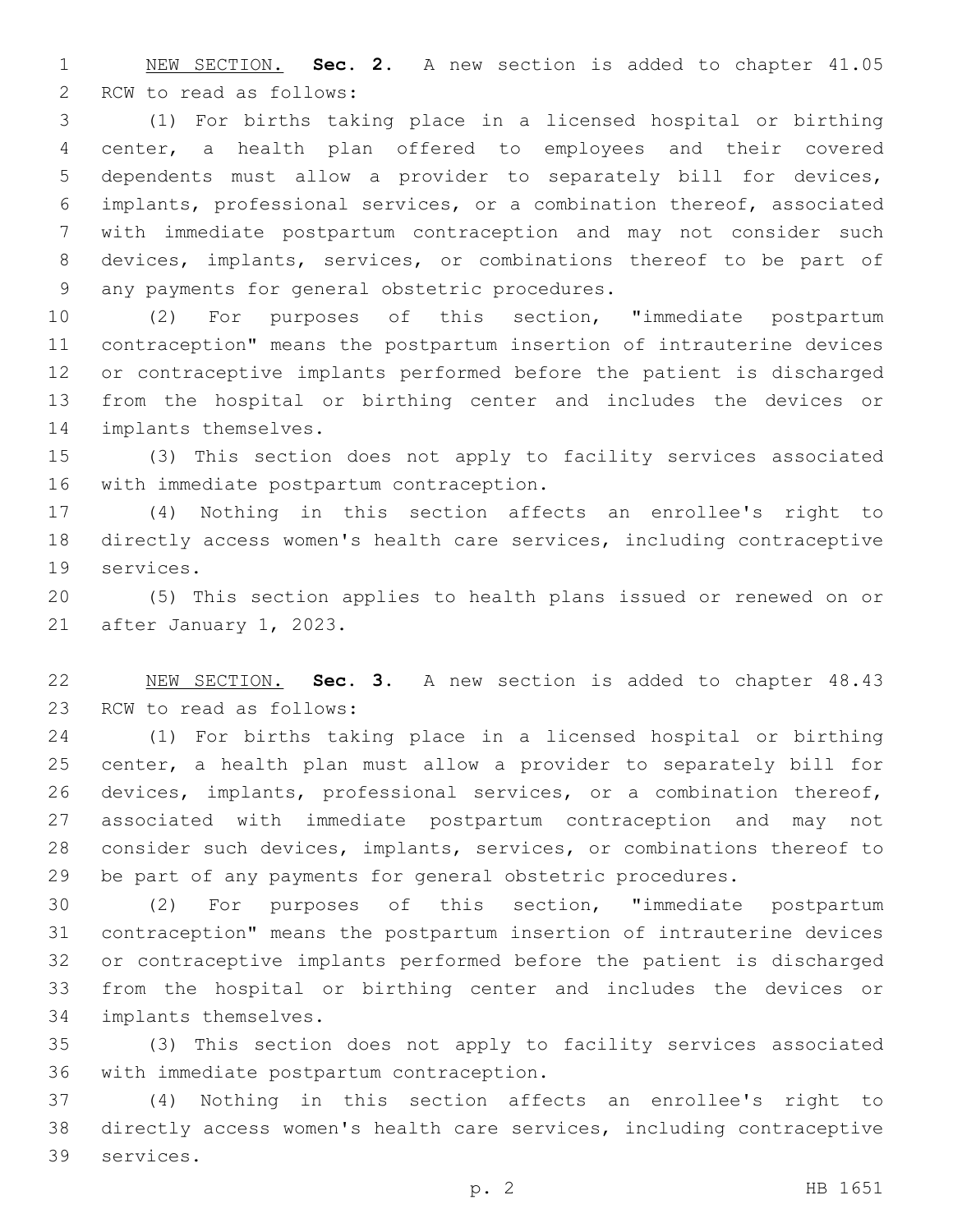NEW SECTION. **Sec. 2.** A new section is added to chapter 41.05 RCW to read as follows:

(1) For births taking place in a licensed hospital or birthing center, a health plan offered to employees and their covered dependents must allow a provider to separately bill for devices, implants, professional services, or a combination thereof, associated with immediate postpartum contraception and may not consider such devices, implants, services, or combinations thereof to be part of any payments for general obstetric procedures.

(2) For purposes of this section, "immediate postpartum contraception" means the postpartum insertion of intrauterine devices or contraceptive implants performed before the patient is discharged from the hospital or birthing center and includes the devices or implants themselves.

(3) This section does not apply to facility services associated with immediate postpartum contraception.

(4) Nothing in this section affects an enrollee's right to directly access women's health care services, including contraceptive services.

(5) This section applies to health plans issued or renewed on or after January 1, 2023.

NEW SECTION. **Sec. 3.** A new section is added to chapter 48.43 RCW to read as follows:

(1) For births taking place in a licensed hospital or birthing center, a health plan must allow a provider to separately bill for devices, implants, professional services, or a combination thereof, associated with immediate postpartum contraception and may not consider such devices, implants, services, or combinations thereof to be part of any payments for general obstetric procedures.

(2) For purposes of this section, "immediate postpartum contraception" means the postpartum insertion of intrauterine devices or contraceptive implants performed before the patient is discharged from the hospital or birthing center and includes the devices or implants themselves.

(3) This section does not apply to facility services associated with immediate postpartum contraception.

(4) Nothing in this section affects an enrollee's right to directly access women's health care services, including contraceptive services.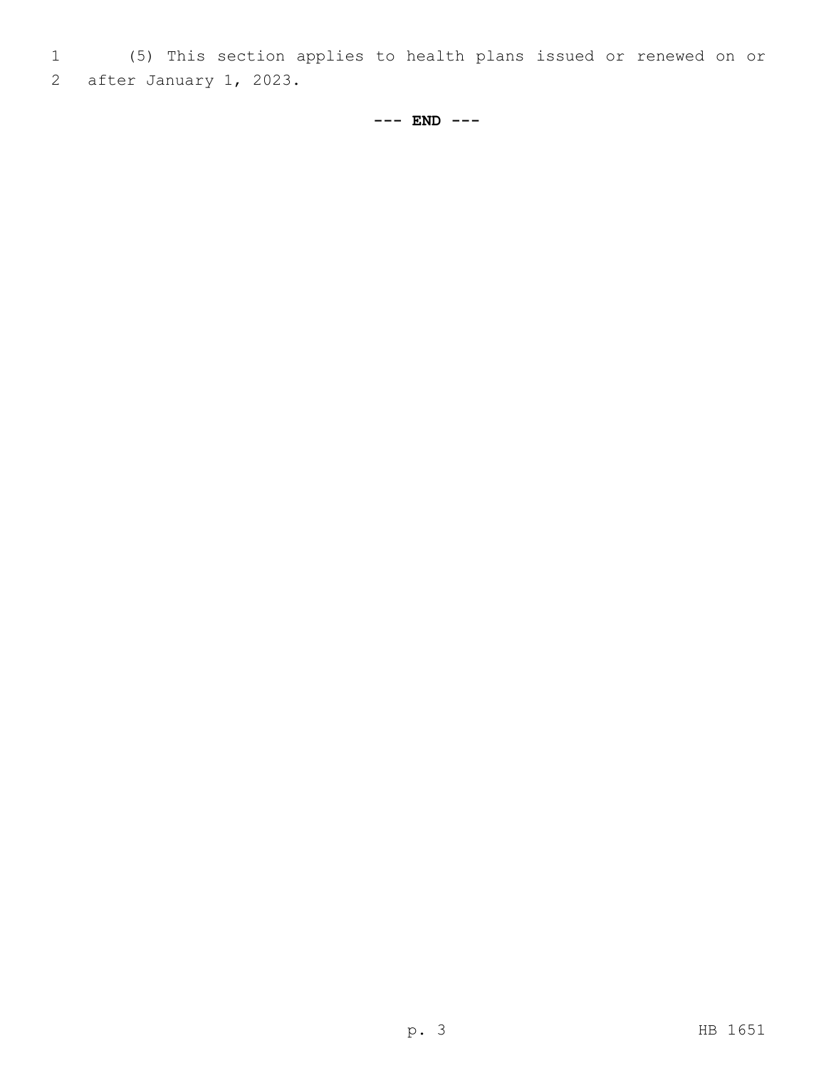(5) This section applies to health plans issued or renewed on or after January 1, 2023.

**--- END ---**